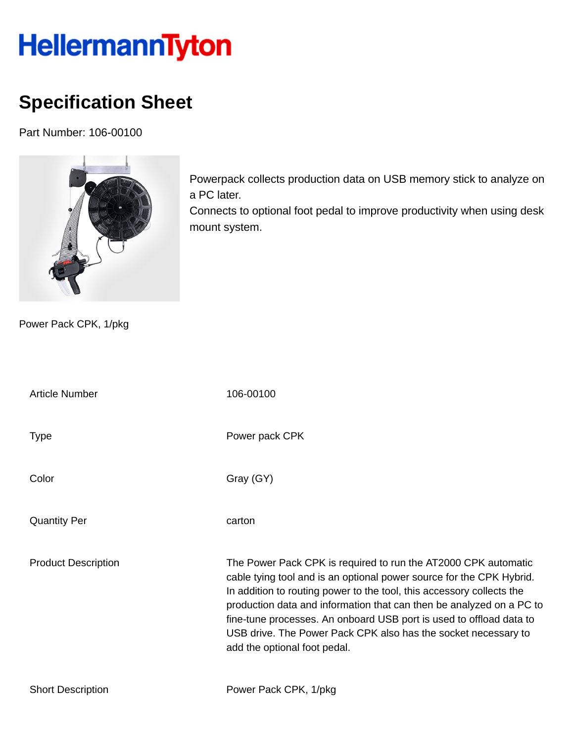HellermannTyton

# Specification Sheet

Part Number: 106-00100

Powerpack collects production data on USB memory stick to analyze on a PC later.
Connects to optional foot pedal to improve productivity when using desk mount system.

Power Pack CPK, 1/pkg

| Article Number | 106-00100 |
| --- | --- |
| Type | Power pack CPK |
| Color | Gray (GY) |
| Quantity Per | carton |
| Product Description | The Power Pack CPK is required to run the AT2000 CPK automatic cable tying tool and is an optional power source for the CPK Hybrid. In addition to routing power to the tool, this accessory collects the production data and information that can then be analyzed on a PC to fine-tune processes. An onboard USB port is used to offload data to USB drive. The Power Pack CPK also has the socket necessary to add the optional foot pedal. |
| Short Description | Power Pack CPK, 1/pkg |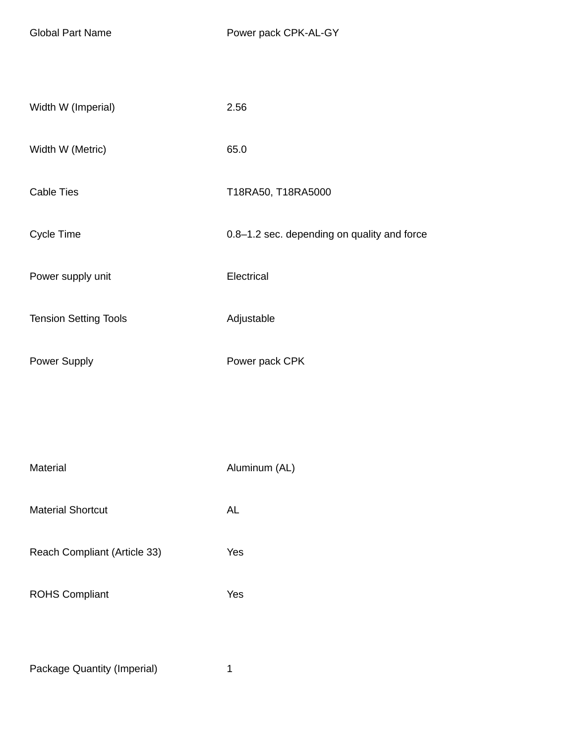| | |
|---|---|
| Global Part Name | Power pack CPK-AL-GY |
| Width W (Imperial) | 2.56 |
| Width W (Metric) | 65.0 |
| Cable Ties | T18RA50, T18RA5000 |
| Cycle Time | 0.8–1.2 sec. depending on quality and force |
| Power supply unit | Electrical |
| Tension Setting Tools | Adjustable |
| Power Supply | Power pack CPK |
| Material | Aluminum (AL) |
| Material Shortcut | AL |
| Reach Compliant (Article 33) | Yes |
| ROHS Compliant | Yes |
| Package Quantity (Imperial) | 1 |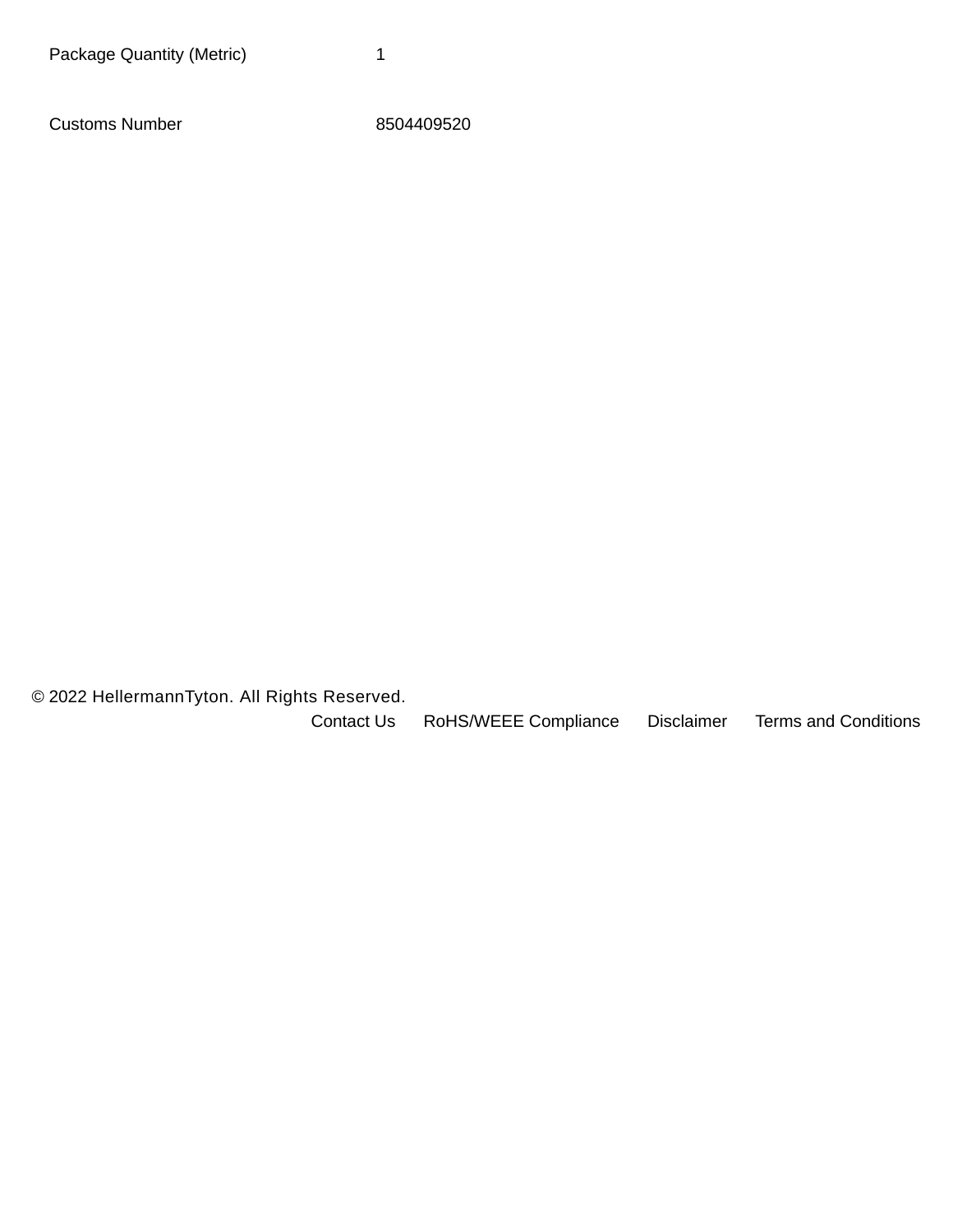| | |
|---|---|
| Package Quantity (Metric) | 1 |
| Customs Number | 8504409520 |

© 2022 HellermannTyton. All Rights Reserved.

Contact Us RoHS/WEEE Compliance Disclaimer Terms and Conditions